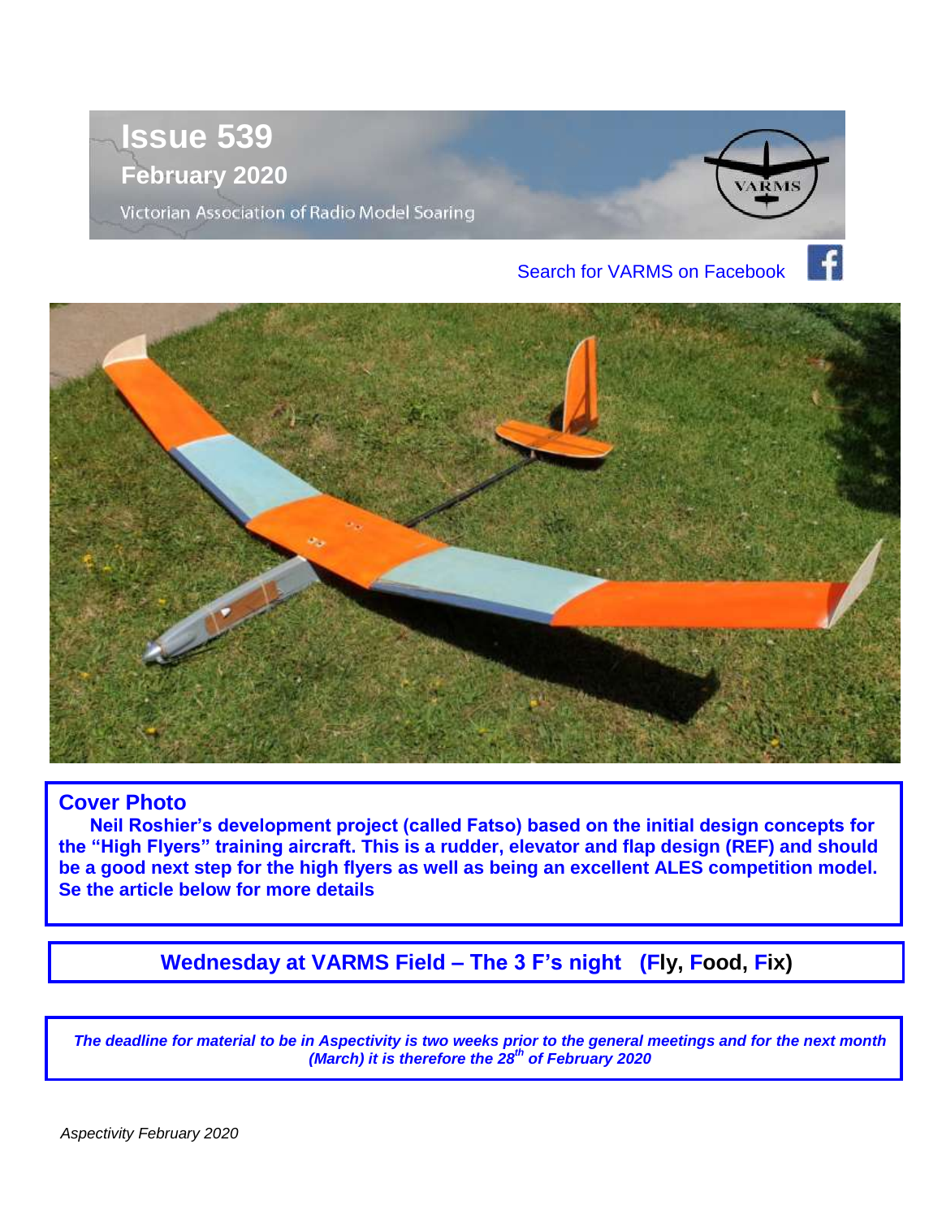# Issue 539

## February 2020

Victorian Association of Radio Model Soaring

Search for VARMS on Facebook

## Cover Photo

**Neil Roshier's development project (called Fatso) based on the initial design concepts for the "High Flyers" training aircraft. This is a rudder, elevator and flap design (REF) and should be a good next step for the high flyers as well as being an excellent ALES competition model. Se the article below for more details**

## Wednesday at VARMS Field – The 3 F's night (Fly, Food, Fix)

*The deadline for material to be in Aspectivity is two weeks prior to the general meetings and for the next month (March) it is therefore the 28th of February 2020*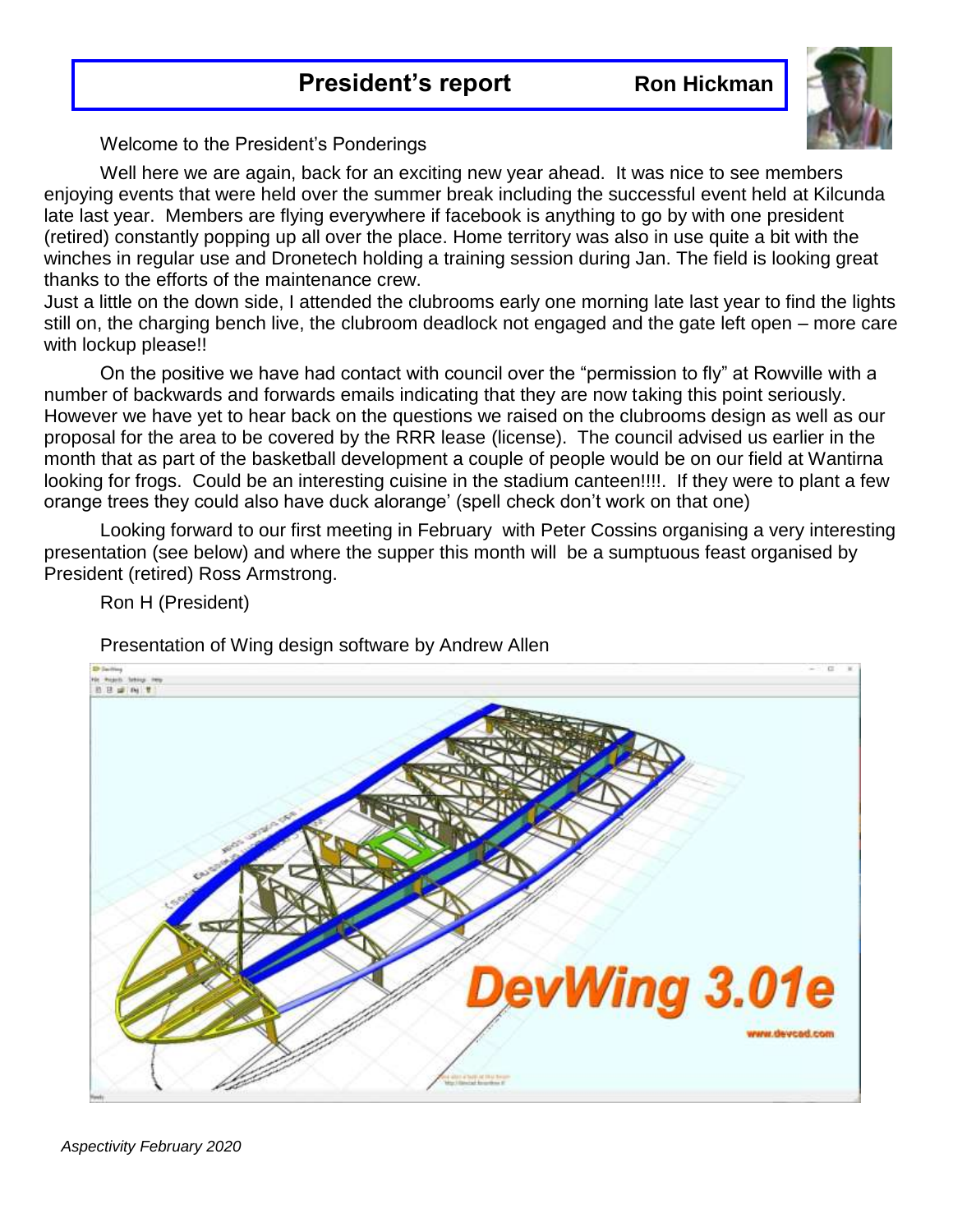# President's report

**Ron Hickman**

Welcome to the President's Ponderings

Well here we are again, back for an exciting new year ahead. It was nice to see members enjoying events that were held over the summer break including the successful event held at Kilcunda late last year. Members are flying everywhere if facebook is anything to go by with one president (retired) constantly popping up all over the place. Home territory was also in use quite a bit with the winches in regular use and Dronetech holding a training session during Jan. The field is looking great thanks to the efforts of the maintenance crew.

Just a little on the down side, I attended the clubrooms early one morning late last year to find the lights still on, the charging bench live, the clubroom deadlock not engaged and the gate left open – more care with lockup please!!

On the positive we have had contact with council over the "permission to fly" at Rowville with a number of backwards and forwards emails indicating that they are now taking this point seriously. However we have yet to hear back on the questions we raised on the clubrooms design as well as our proposal for the area to be covered by the RRR lease (license). The council advised us earlier in the month that as part of the basketball development a couple of people would be on our field at Wantirna looking for frogs. Could be an interesting cuisine in the stadium canteen!!!!. If they were to plant a few orange trees they could also have duck alorange' (spell check don't work on that one)

Looking forward to our first meeting in February with Peter Cossins organising a very interesting presentation (see below) and where the supper this month will be a sumptuous feast organised by President (retired) Ross Armstrong.

Ron H (President)

Presentation of Wing design software by Andrew Allen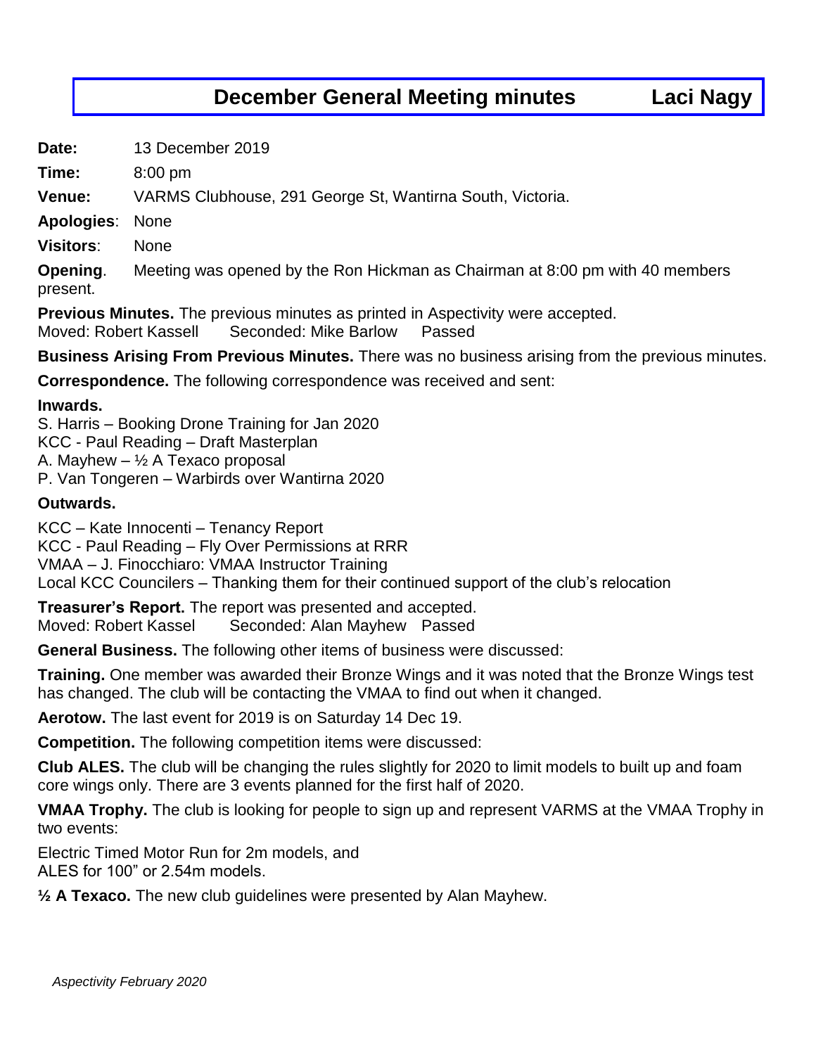# December General Meeting minutes — Laci Nagy

**Date:** 13 December 2019

**Time:** 8:00 pm

**Venue:** VARMS Clubhouse, 291 George St, Wantirna South, Victoria.

**Apologies**: None

**Visitors**: None

**Opening**. Meeting was opened by the Ron Hickman as Chairman at 8:00 pm with 40 members present.

**Previous Minutes.** The previous minutes as printed in Aspectivity were accepted.
Moved: Robert Kassell Seconded: Mike Barlow Passed

**Business Arising From Previous Minutes.** There was no business arising from the previous minutes.

**Correspondence.** The following correspondence was received and sent:

**Inwards.**

S. Harris – Booking Drone Training for Jan 2020
KCC - Paul Reading – Draft Masterplan
A. Mayhew – ½ A Texaco proposal
P. Van Tongeren – Warbirds over Wantirna 2020

**Outwards.**

KCC – Kate Innocenti – Tenancy Report
KCC - Paul Reading – Fly Over Permissions at RRR
VMAA – J. Finocchiaro: VMAA Instructor Training
Local KCC Councilers – Thanking them for their continued support of the club's relocation

**Treasurer's Report.** The report was presented and accepted.
Moved: Robert Kassel Seconded: Alan Mayhew Passed

**General Business.** The following other items of business were discussed:

**Training.** One member was awarded their Bronze Wings and it was noted that the Bronze Wings test has changed. The club will be contacting the VMAA to find out when it changed.

**Aerotow.** The last event for 2019 is on Saturday 14 Dec 19.

**Competition.** The following competition items were discussed:

**Club ALES.** The club will be changing the rules slightly for 2020 to limit models to built up and foam core wings only. There are 3 events planned for the first half of 2020.

**VMAA Trophy.** The club is looking for people to sign up and represent VARMS at the VMAA Trophy in two events:

Electric Timed Motor Run for 2m models, and
ALES for 100" or 2.54m models.

**½ A Texaco.** The new club guidelines were presented by Alan Mayhew.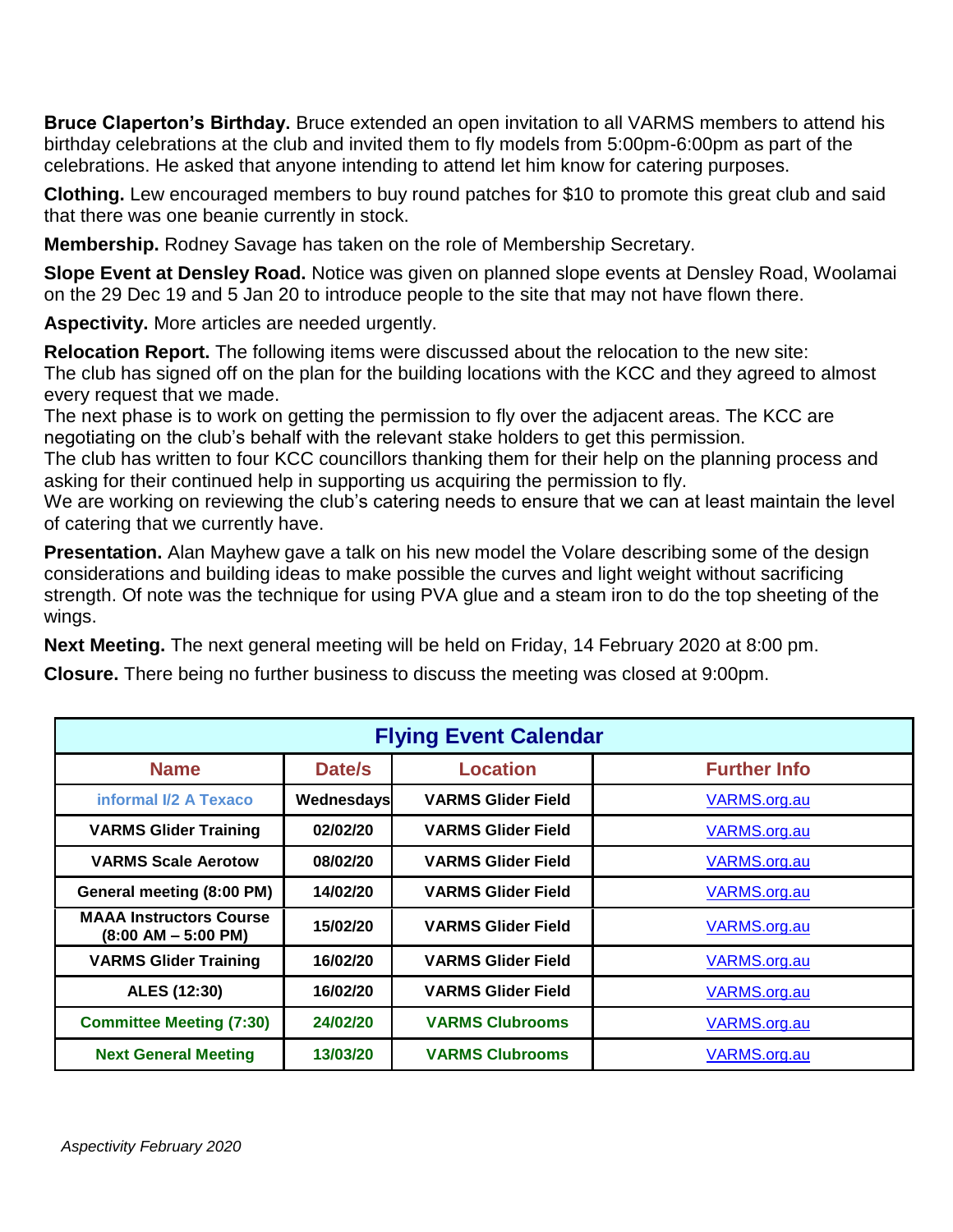**Bruce Claperton's Birthday.** Bruce extended an open invitation to all VARMS members to attend his birthday celebrations at the club and invited them to fly models from 5:00pm-6:00pm as part of the celebrations. He asked that anyone intending to attend let him know for catering purposes.

**Clothing.** Lew encouraged members to buy round patches for $10 to promote this great club and said that there was one beanie currently in stock.

**Membership.** Rodney Savage has taken on the role of Membership Secretary.

**Slope Event at Densley Road.** Notice was given on planned slope events at Densley Road, Woolamai on the 29 Dec 19 and 5 Jan 20 to introduce people to the site that may not have flown there.

**Aspectivity.** More articles are needed urgently.

**Relocation Report.** The following items were discussed about the relocation to the new site:
The club has signed off on the plan for the building locations with the KCC and they agreed to almost every request that we made.
The next phase is to work on getting the permission to fly over the adjacent areas. The KCC are negotiating on the club's behalf with the relevant stake holders to get this permission.
The club has written to four KCC councillors thanking them for their help on the planning process and asking for their continued help in supporting us acquiring the permission to fly.
We are working on reviewing the club's catering needs to ensure that we can at least maintain the level of catering that we currently have.

**Presentation.** Alan Mayhew gave a talk on his new model the Volare describing some of the design considerations and building ideas to make possible the curves and light weight without sacrificing strength. Of note was the technique for using PVA glue and a steam iron to do the top sheeting of the wings.

**Next Meeting.** The next general meeting will be held on Friday, 14 February 2020 at 8:00 pm.

**Closure.** There being no further business to discuss the meeting was closed at 9:00pm.

| Flying Event Calendar | | | |
|---|---|---|---|
| **Name** | **Date/s** | **Location** | **Further Info** |
| informal I/2 A Texaco | Wednesdays | VARMS Glider Field | VARMS.org.au |
| VARMS Glider Training | 02/02/20 | VARMS Glider Field | VARMS.org.au |
| VARMS Scale Aerotow | 08/02/20 | VARMS Glider Field | VARMS.org.au |
| General meeting (8:00 PM) | 14/02/20 | VARMS Glider Field | VARMS.org.au |
| MAAA Instructors Course (8:00 AM – 5:00 PM) | 15/02/20 | VARMS Glider Field | VARMS.org.au |
| VARMS Glider Training | 16/02/20 | VARMS Glider Field | VARMS.org.au |
| ALES (12:30) | 16/02/20 | VARMS Glider Field | VARMS.org.au |
| Committee Meeting (7:30) | 24/02/20 | VARMS Clubrooms | VARMS.org.au |
| Next General Meeting | 13/03/20 | VARMS Clubrooms | VARMS.org.au |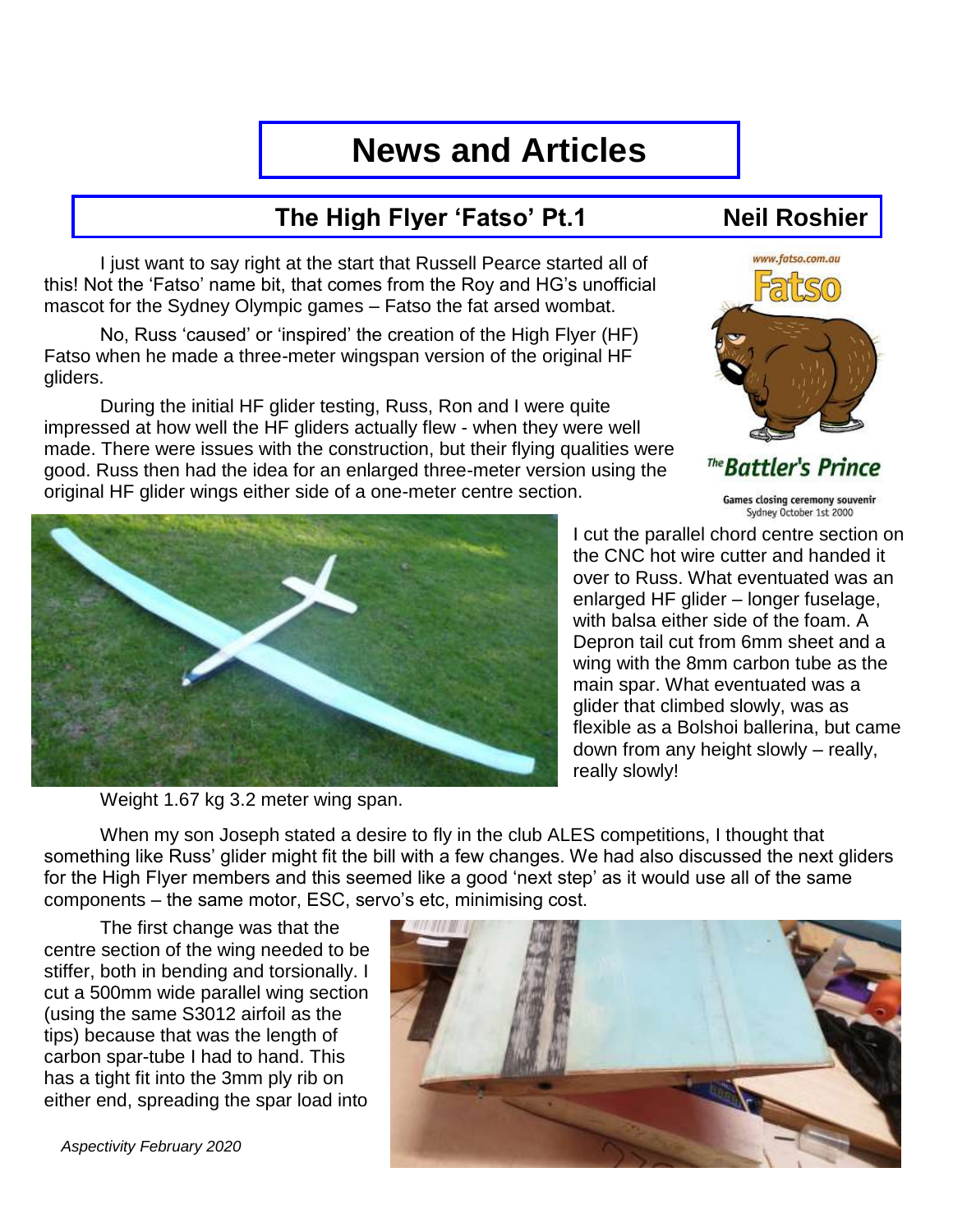# News and Articles

## The High Flyer 'Fatso' Pt.1 — Neil Roshier

I just want to say right at the start that Russell Pearce started all of this! Not the 'Fatso' name bit, that comes from the Roy and HG's unofficial mascot for the Sydney Olympic games – Fatso the fat arsed wombat.

No, Russ 'caused' or 'inspired' the creation of the High Flyer (HF) Fatso when he made a three-meter wingspan version of the original HF gliders.

During the initial HF glider testing, Russ, Ron and I were quite impressed at how well the HF gliders actually flew - when they were well made. There were issues with the construction, but their flying qualities were good. Russ then had the idea for an enlarged three-meter version using the original HF glider wings either side of a one-meter centre section.

www.fatso.com.au

Fatso

The Battler's Prince

Games closing ceremony souvenir
Sydney October 1st 2000

I cut the parallel chord centre section on the CNC hot wire cutter and handed it over to Russ. What eventuated was an enlarged HF glider – longer fuselage, with balsa either side of the foam. A Depron tail cut from 6mm sheet and a wing with the 8mm carbon tube as the main spar. What eventuated was a glider that climbed slowly, was as flexible as a Bolshoi ballerina, but came down from any height slowly – really, really slowly!

Weight 1.67 kg 3.2 meter wing span.

When my son Joseph stated a desire to fly in the club ALES competitions, I thought that something like Russ' glider might fit the bill with a few changes. We had also discussed the next gliders for the High Flyer members and this seemed like a good 'next step' as it would use all of the same components – the same motor, ESC, servo's etc, minimising cost.

The first change was that the centre section of the wing needed to be stiffer, both in bending and torsionally. I cut a 500mm wide parallel wing section (using the same S3012 airfoil as the tips) because that was the length of carbon spar-tube I had to hand. This has a tight fit into the 3mm ply rib on either end, spreading the spar load into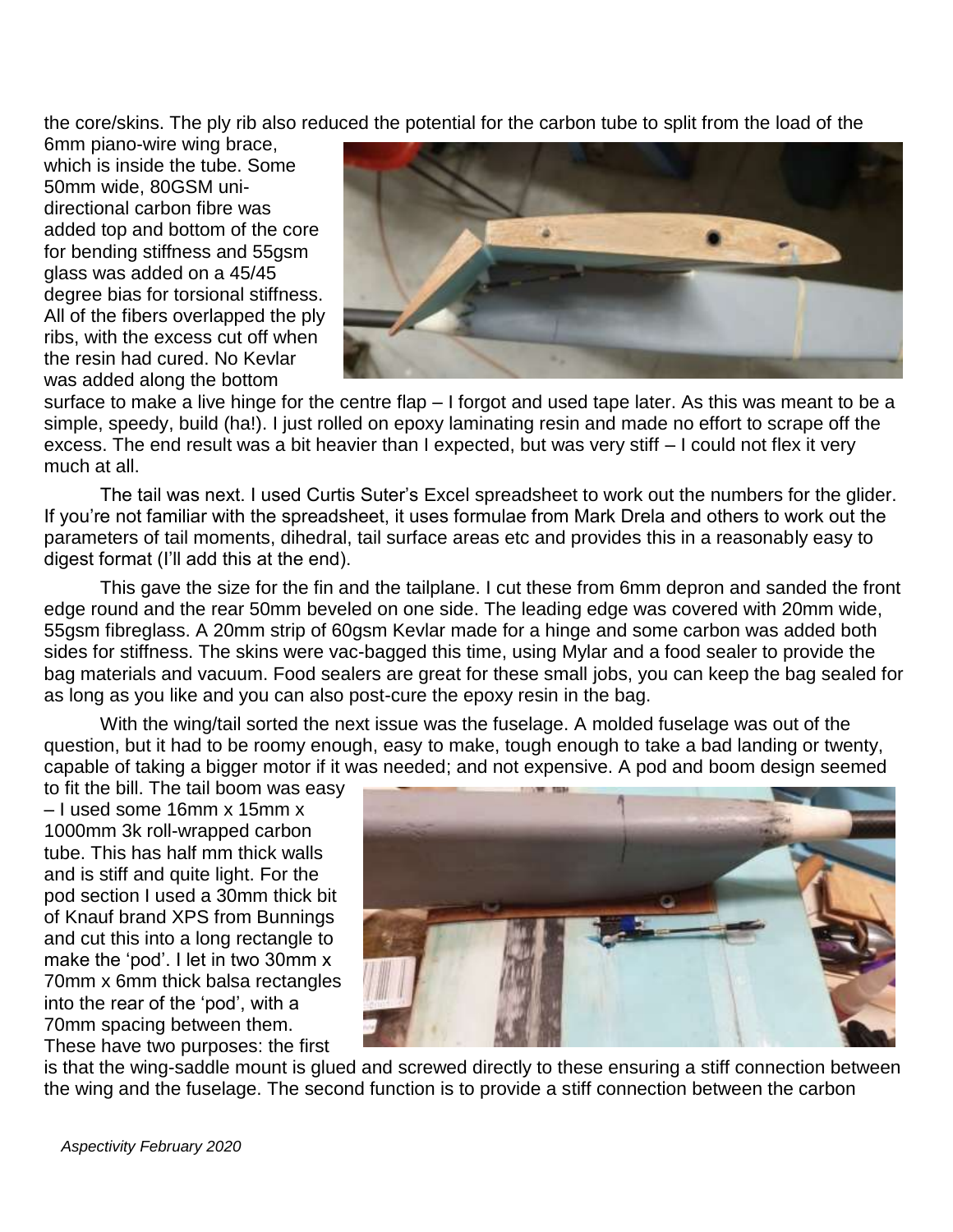the core/skins. The ply rib also reduced the potential for the carbon tube to split from the load of the 6mm piano-wire wing brace, which is inside the tube. Some 50mm wide, 80GSM uni-directional carbon fibre was added top and bottom of the core for bending stiffness and 55gsm glass was added on a 45/45 degree bias for torsional stiffness. All of the fibers overlapped the ply ribs, with the excess cut off when the resin had cured. No Kevlar was added along the bottom surface to make a live hinge for the centre flap – I forgot and used tape later. As this was meant to be a simple, speedy, build (ha!). I just rolled on epoxy laminating resin and made no effort to scrape off the excess. The end result was a bit heavier than I expected, but was very stiff – I could not flex it very much at all.

The tail was next. I used Curtis Suter's Excel spreadsheet to work out the numbers for the glider. If you're not familiar with the spreadsheet, it uses formulae from Mark Drela and others to work out the parameters of tail moments, dihedral, tail surface areas etc and provides this in a reasonably easy to digest format (I'll add this at the end).

This gave the size for the fin and the tailplane. I cut these from 6mm depron and sanded the front edge round and the rear 50mm beveled on one side. The leading edge was covered with 20mm wide, 55gsm fibreglass. A 20mm strip of 60gsm Kevlar made for a hinge and some carbon was added both sides for stiffness. The skins were vac-bagged this time, using Mylar and a food sealer to provide the bag materials and vacuum. Food sealers are great for these small jobs, you can keep the bag sealed for as long as you like and you can also post-cure the epoxy resin in the bag.

With the wing/tail sorted the next issue was the fuselage. A molded fuselage was out of the question, but it had to be roomy enough, easy to make, tough enough to take a bad landing or twenty, capable of taking a bigger motor if it was needed; and not expensive. A pod and boom design seemed to fit the bill. The tail boom was easy – I used some 16mm x 15mm x 1000mm 3k roll-wrapped carbon tube. This has half mm thick walls and is stiff and quite light. For the pod section I used a 30mm thick bit of Knauf brand XPS from Bunnings and cut this into a long rectangle to make the 'pod'. I let in two 30mm x 70mm x 6mm thick balsa rectangles into the rear of the 'pod', with a 70mm spacing between them. These have two purposes: the first is that the wing-saddle mount is glued and screwed directly to these ensuring a stiff connection between the wing and the fuselage. The second function is to provide a stiff connection between the carbon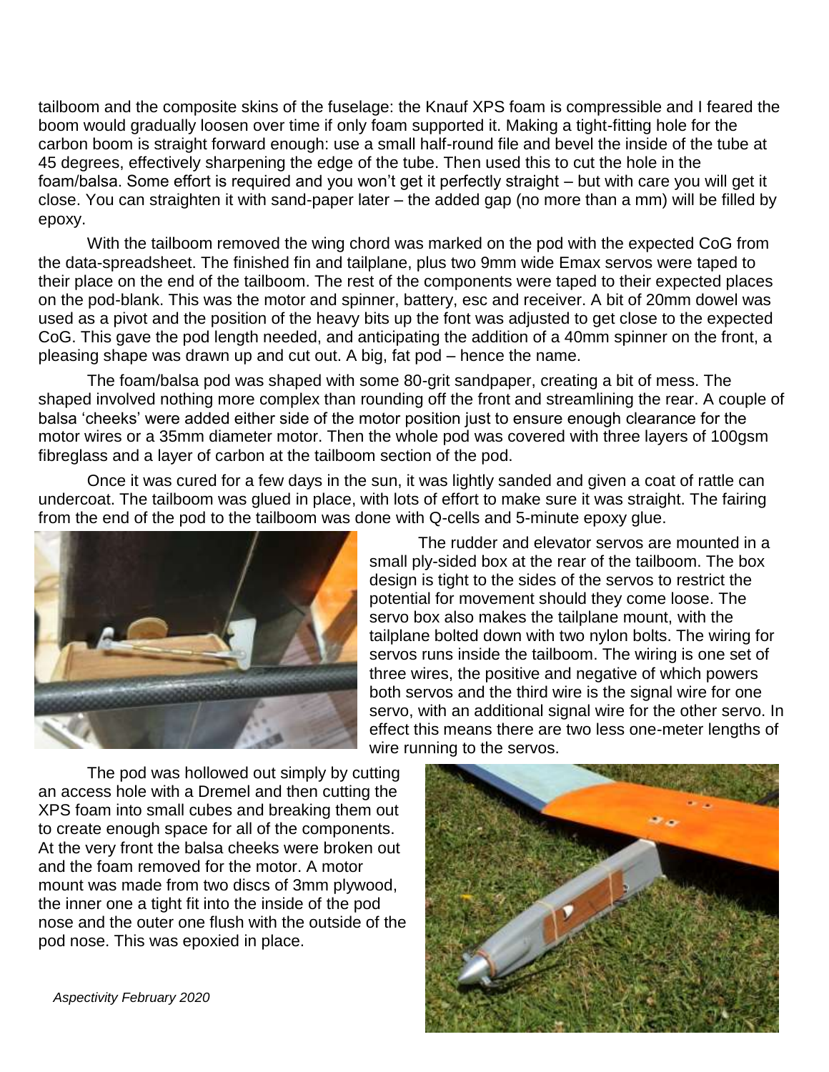tailboom and the composite skins of the fuselage: the Knauf XPS foam is compressible and I feared the boom would gradually loosen over time if only foam supported it. Making a tight-fitting hole for the carbon boom is straight forward enough: use a small half-round file and bevel the inside of the tube at 45 degrees, effectively sharpening the edge of the tube. Then used this to cut the hole in the foam/balsa. Some effort is required and you won't get it perfectly straight – but with care you will get it close. You can straighten it with sand-paper later – the added gap (no more than a mm) will be filled by epoxy.

With the tailboom removed the wing chord was marked on the pod with the expected CoG from the data-spreadsheet. The finished fin and tailplane, plus two 9mm wide Emax servos were taped to their place on the end of the tailboom. The rest of the components were taped to their expected places on the pod-blank. This was the motor and spinner, battery, esc and receiver. A bit of 20mm dowel was used as a pivot and the position of the heavy bits up the font was adjusted to get close to the expected CoG. This gave the pod length needed, and anticipating the addition of a 40mm spinner on the front, a pleasing shape was drawn up and cut out. A big, fat pod – hence the name.

The foam/balsa pod was shaped with some 80-grit sandpaper, creating a bit of mess. The shaped involved nothing more complex than rounding off the front and streamlining the rear. A couple of balsa 'cheeks' were added either side of the motor position just to ensure enough clearance for the motor wires or a 35mm diameter motor. Then the whole pod was covered with three layers of 100gsm fibreglass and a layer of carbon at the tailboom section of the pod.

Once it was cured for a few days in the sun, it was lightly sanded and given a coat of rattle can undercoat. The tailboom was glued in place, with lots of effort to make sure it was straight. The fairing from the end of the pod to the tailboom was done with Q-cells and 5-minute epoxy glue.

The rudder and elevator servos are mounted in a small ply-sided box at the rear of the tailboom. The box design is tight to the sides of the servos to restrict the potential for movement should they come loose. The servo box also makes the tailplane mount, with the tailplane bolted down with two nylon bolts. The wiring for servos runs inside the tailboom. The wiring is one set of three wires, the positive and negative of which powers both servos and the third wire is the signal wire for one servo, with an additional signal wire for the other servo. In effect this means there are two less one-meter lengths of wire running to the servos.

The pod was hollowed out simply by cutting an access hole with a Dremel and then cutting the XPS foam into small cubes and breaking them out to create enough space for all of the components. At the very front the balsa cheeks were broken out and the foam removed for the motor. A motor mount was made from two discs of 3mm plywood, the inner one a tight fit into the inside of the pod nose and the outer one flush with the outside of the pod nose. This was epoxied in place.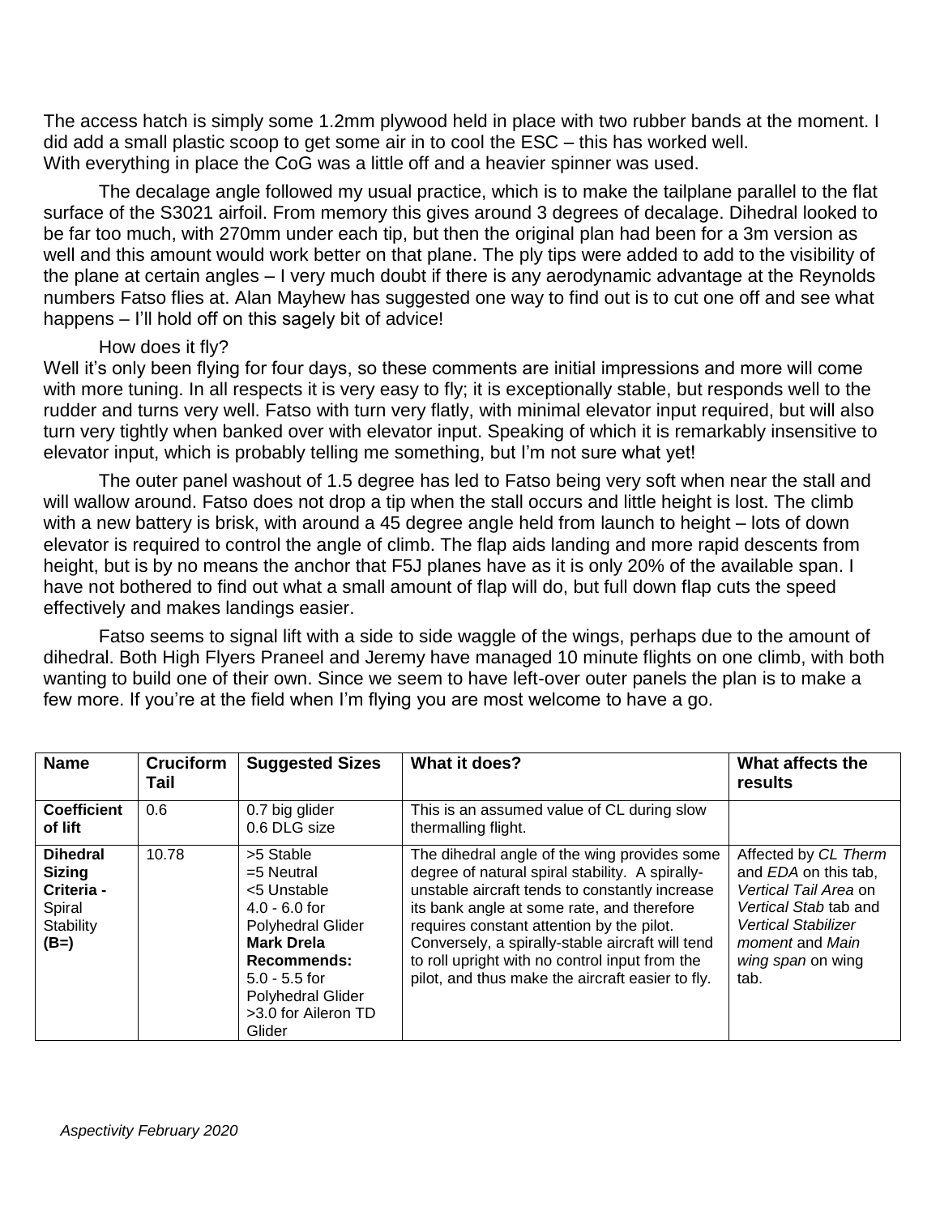The access hatch is simply some 1.2mm plywood held in place with two rubber bands at the moment. I did add a small plastic scoop to get some air in to cool the ESC – this has worked well. With everything in place the CoG was a little off and a heavier spinner was used.

The decalage angle followed my usual practice, which is to make the tailplane parallel to the flat surface of the S3021 airfoil. From memory this gives around 3 degrees of decalage. Dihedral looked to be far too much, with 270mm under each tip, but then the original plan had been for a 3m version as well and this amount would work better on that plane. The ply tips were added to add to the visibility of the plane at certain angles – I very much doubt if there is any aerodynamic advantage at the Reynolds numbers Fatso flies at. Alan Mayhew has suggested one way to find out is to cut one off and see what happens – I'll hold off on this sagely bit of advice!

How does it fly?

Well it's only been flying for four days, so these comments are initial impressions and more will come with more tuning. In all respects it is very easy to fly; it is exceptionally stable, but responds well to the rudder and turns very well. Fatso with turn very flatly, with minimal elevator input required, but will also turn very tightly when banked over with elevator input. Speaking of which it is remarkably insensitive to elevator input, which is probably telling me something, but I'm not sure what yet!

The outer panel washout of 1.5 degree has led to Fatso being very soft when near the stall and will wallow around. Fatso does not drop a tip when the stall occurs and little height is lost. The climb with a new battery is brisk, with around a 45 degree angle held from launch to height – lots of down elevator is required to control the angle of climb. The flap aids landing and more rapid descents from height, but is by no means the anchor that F5J planes have as it is only 20% of the available span. I have not bothered to find out what a small amount of flap will do, but full down flap cuts the speed effectively and makes landings easier.

Fatso seems to signal lift with a side to side waggle of the wings, perhaps due to the amount of dihedral. Both High Flyers Praneel and Jeremy have managed 10 minute flights on one climb, with both wanting to build one of their own. Since we seem to have left-over outer panels the plan is to make a few more. If you're at the field when I'm flying you are most welcome to have a go.

| Name | Cruciform Tail | Suggested Sizes | What it does? | What affects the results |
|---|---|---|---|---|
| **Coefficient of lift** | 0.6 | 0.7 big glider<br>0.6 DLG size | This is an assumed value of CL during slow thermalling flight. | |
| **Dihedral Sizing Criteria -** Spiral Stability **(B=)** | 10.78 | >5 Stable<br>=5 Neutral<br><5 Unstable<br>4.0 - 6.0 for Polyhedral Glider<br>**Mark Drela Recommends:**<br>5.0 - 5.5 for Polyhedral Glider<br>>3.0 for Aileron TD Glider | The dihedral angle of the wing provides some degree of natural spiral stability. A spirally-unstable aircraft tends to constantly increase its bank angle at some rate, and therefore requires constant attention by the pilot. Conversely, a spirally-stable aircraft will tend to roll upright with no control input from the pilot, and thus make the aircraft easier to fly. | Affected by *CL Therm* and *EDA* on this tab, *Vertical Tail Area* on *Vertical Stab* tab and *Vertical Stabilizer moment* and *Main wing span* on wing tab. |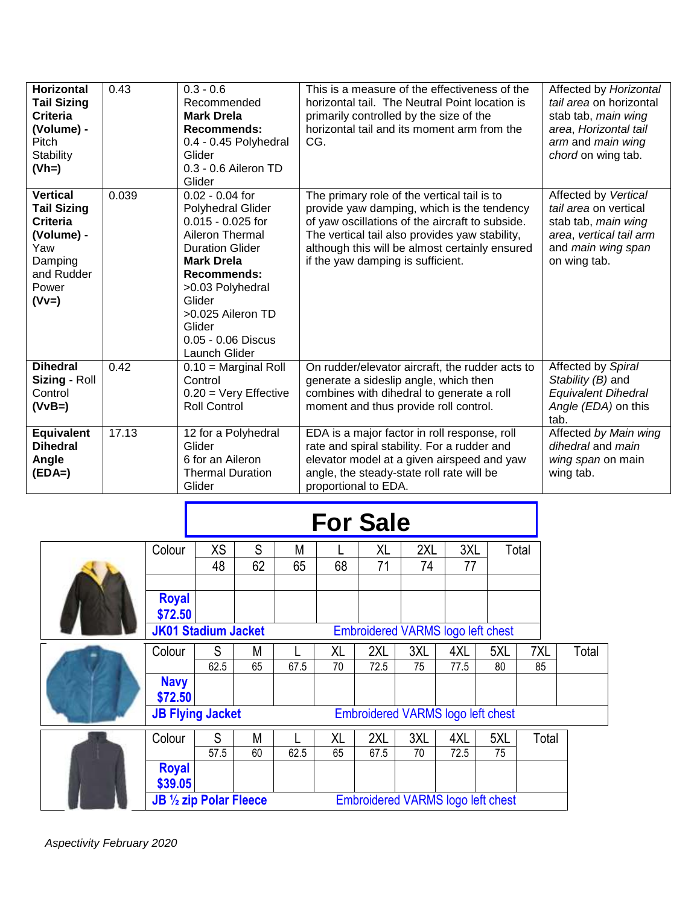| **Horizontal Tail Sizing Criteria (Volume) -** Pitch Stability **(Vh=)** | 0.43 | 0.3 - 0.6 Recommended **Mark Drela Recommends:** 0.4 - 0.45 Polyhedral Glider 0.3 - 0.6 Aileron TD Glider | This is a measure of the effectiveness of the horizontal tail. The Neutral Point location is primarily controlled by the size of the horizontal tail and its moment arm from the CG. | Affected by *Horizontal tail area* on horizontal stab tab, *main wing area*, *Horizontal tail arm* and *main wing chord* on wing tab. |
|---|---|---|---|---|
| **Vertical Tail Sizing Criteria (Volume) -** Yaw Damping and Rudder Power **(Vv=)** | 0.039 | 0.02 - 0.04 for Polyhedral Glider 0.015 - 0.025 for Aileron Thermal Duration Glider **Mark Drela Recommends:** >0.03 Polyhedral Glider >0.025 Aileron TD Glider 0.05 - 0.06 Discus Launch Glider | The primary role of the vertical tail is to provide yaw damping, which is the tendency of yaw oscillations of the aircraft to subside. The vertical tail also provides yaw stability, although this will be almost certainly ensured if the yaw damping is sufficient. | Affected by *Vertical tail area* on vertical stab tab, *main wing area*, *vertical tail arm* and *main wing span* on wing tab. |
| **Dihedral Sizing -** Roll Control **(VvB=)** | 0.42 | 0.10 = Marginal Roll Control 0.20 = Very Effective Roll Control | On rudder/elevator aircraft, the rudder acts to generate a sideslip angle, which then combines with dihedral to generate a roll moment and thus provide roll control. | Affected by *Spiral Stability (B)* and *Equivalent Dihedral Angle (EDA)* on this tab. |
| **Equivalent Dihedral Angle (EDA=)** | 17.13 | 12 for a Polyhedral Glider 6 for an Aileron Thermal Duration Glider | EDA is a major factor in roll response, roll rate and spiral stability. For a rudder and elevator model at a given airspeed and yaw angle, the steady-state roll rate will be proportional to EDA. | Affected *by Main wing dihedral* and *main wing span* on main wing tab. |

# For Sale

**JK01 Stadium Jacket** — Embroidered VARMS logo left chest

| Colour | XS | S | M | L | XL | 2XL | 3XL | Total |
|---|---|---|---|---|---|---|---|---|
| | 48 | 62 | 65 | 68 | 71 | 74 | 77 | |
| | | | | | | | | |
| **Royal $72.50** | | | | | | | | |

**JB Flying Jacket** — Embroidered VARMS logo left chest

| Colour | S | M | L | XL | 2XL | 3XL | 4XL | 5XL | 7XL | Total |
|---|---|---|---|---|---|---|---|---|---|---|
| | 62.5 | 65 | 67.5 | 70 | 72.5 | 75 | 77.5 | 80 | 85 | |
| **Navy $72.50** | | | | | | | | | | |

**JB ½ zip Polar Fleece** — Embroidered VARMS logo left chest

| Colour | S | M | L | XL | 2XL | 3XL | 4XL | 5XL | Total |
|---|---|---|---|---|---|---|---|---|---|
| | 57.5 | 60 | 62.5 | 65 | 67.5 | 70 | 72.5 | 75 | |
| **Royal $39.05** | | | | | | | | | |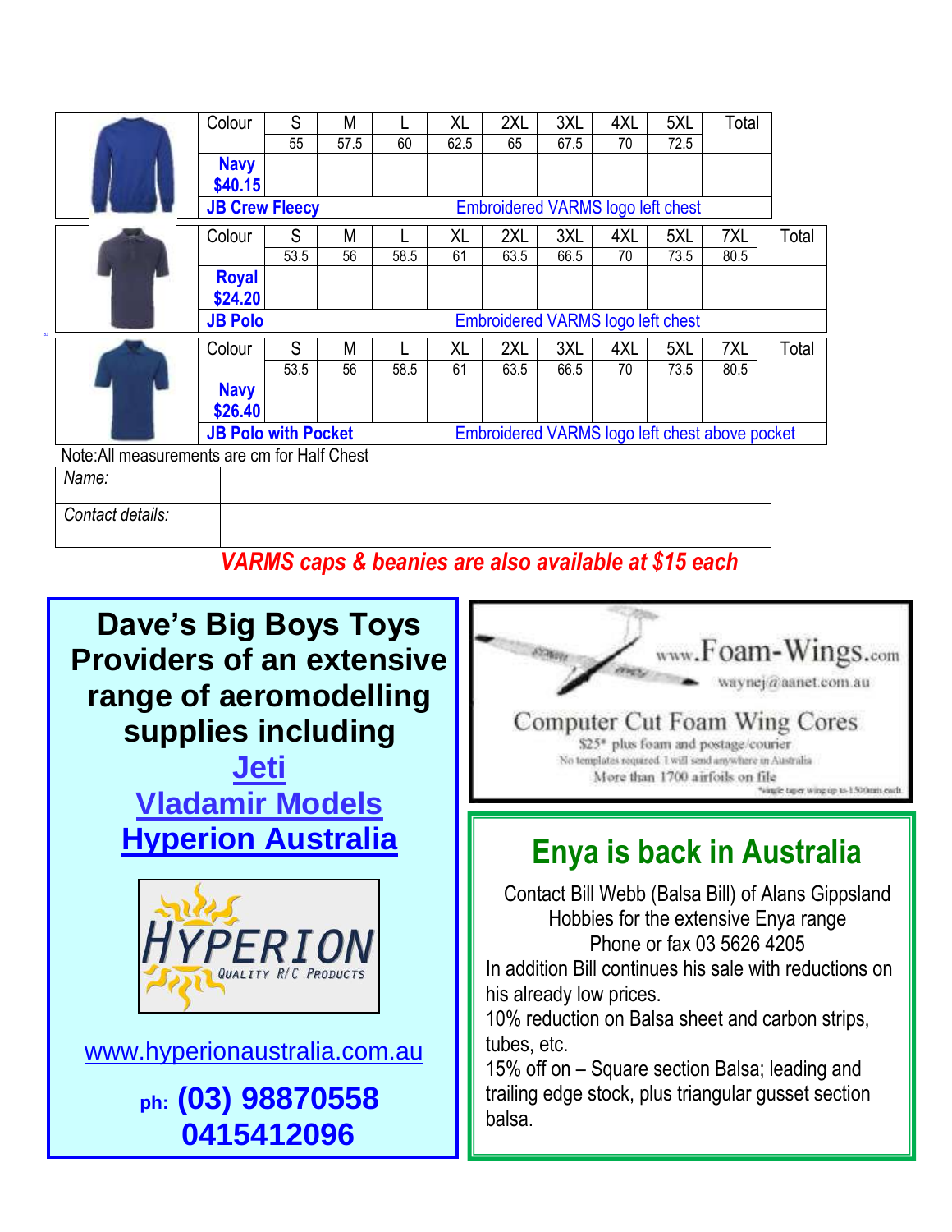| Colour | S | M | L | XL | 2XL | 3XL | 4XL | 5XL | Total |
|---|---|---|---|---|---|---|---|---|---|
| | 55 | 57.5 | 60 | 62.5 | 65 | 67.5 | 70 | 72.5 | |
| **Navy $40.15** | | | | | | | | | |
| **JB Crew Fleecy** | Embroidered VARMS logo left chest | | | | | | | | |

| Colour | S | M | L | XL | 2XL | 3XL | 4XL | 5XL | 7XL | Total |
|---|---|---|---|---|---|---|---|---|---|---|
| | 53.5 | 56 | 58.5 | 61 | 63.5 | 66.5 | 70 | 73.5 | 80.5 | |
| **Royal $24.20** | | | | | | | | | | |
| **JB Polo** | Embroidered VARMS logo left chest | | | | | | | | | |

| Colour | S | M | L | XL | 2XL | 3XL | 4XL | 5XL | 7XL | Total |
|---|---|---|---|---|---|---|---|---|---|---|
| | 53.5 | 56 | 58.5 | 61 | 63.5 | 66.5 | 70 | 73.5 | 80.5 | |
| **Navy $26.40** | | | | | | | | | | |
| **JB Polo with Pocket** | Embroidered VARMS logo left chest above pocket | | | | | | | | | |

Note:All measurements are cm for Half Chest

| *Name:* | |
|---|---|
| *Contact details:* | |

***VARMS caps & beanies are also available at $15 each***

## Dave's Big Boys Toys Providers of an extensive range of aeromodelling supplies including

**Jeti**

**Vladamir Models**

**Hyperion Australia**

HYPERION Quality R/C Products

www.hyperionaustralia.com.au

**ph: (03) 98870558**
**0415412096**

www.Foam-Wings.com

waynej@aanet.com.au

Computer Cut Foam Wing Cores

$25* plus foam and postage/courier

No templates required. I will send anywhere in Australia

More than 1700 airfoils on file

*single taper wing up to 1500mm each

## Enya is back in Australia

Contact Bill Webb (Balsa Bill) of Alans Gippsland Hobbies for the extensive Enya range
Phone or fax 03 5626 4205

In addition Bill continues his sale with reductions on his already low prices.

10% reduction on Balsa sheet and carbon strips, tubes, etc.

15% off on – Square section Balsa; leading and trailing edge stock, plus triangular gusset section balsa.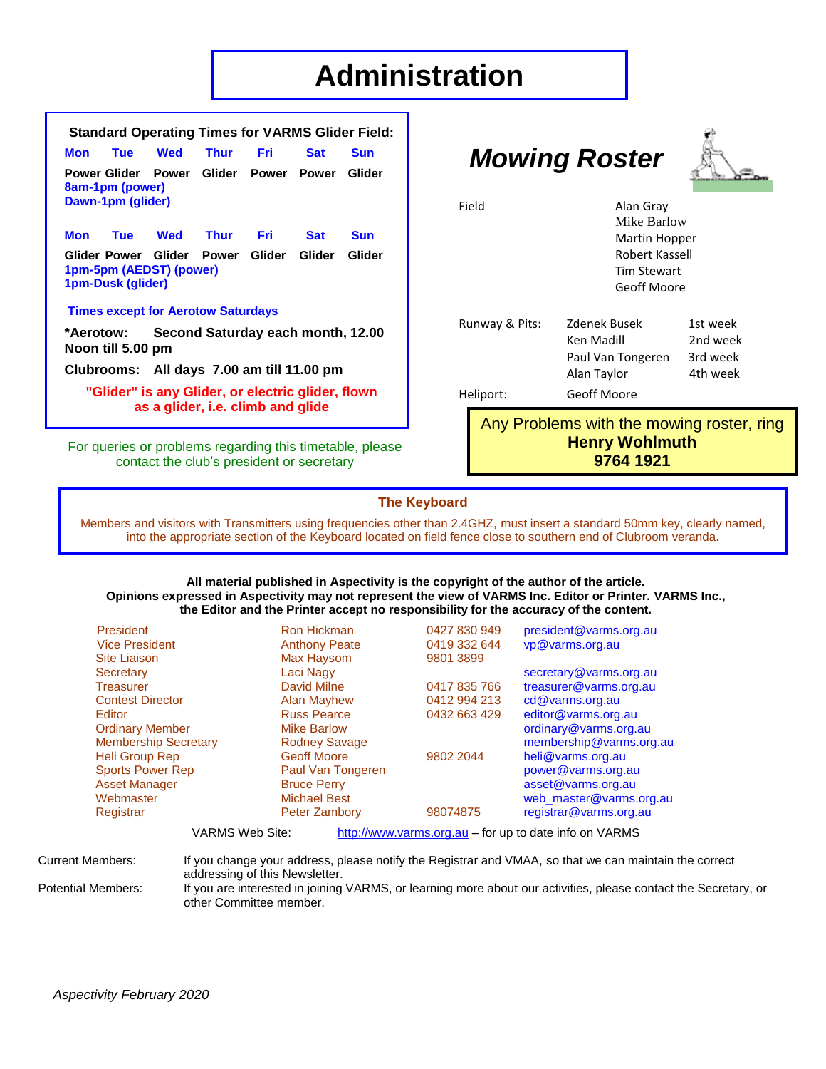# Administration

**Standard Operating Times for VARMS Glider Field:**

| Mon | Tue | Wed | Thur | Fri | Sat | Sun |
|---|---|---|---|---|---|---|
| Power | Glider | Power | Glider | Power | Power | Glider |

8am-1pm (power)
Dawn-1pm (glider)

| Mon | Tue | Wed | Thur | Fri | Sat | Sun |
|---|---|---|---|---|---|---|
| Glider | Power | Glider | Power | Glider | Glider | Glider |

1pm-5pm (AEDST) (power)
1pm-Dusk (glider)

Times except for Aerotow Saturdays

**\*Aerotow: Second Saturday each month, 12.00 Noon till 5.00 pm**

**Clubrooms: All days 7.00 am till 11.00 pm**

**"Glider" is any Glider, or electric glider, flown as a glider, i.e. climb and glide**

For queries or problems regarding this timetable, please contact the club's president or secretary

## *Mowing Roster*

| | | |
|---|---|---|
| Field | Alan Gray | |
| | Mike Barlow | |
| | Martin Hopper | |
| | Robert Kassell | |
| | Tim Stewart | |
| | Geoff Moore | |
| Runway & Pits: | Zdenek Busek | 1st week |
| | Ken Madill | 2nd week |
| | Paul Van Tongeren | 3rd week |
| | Alan Taylor | 4th week |
| Heliport: | Geoff Moore | |

Any Problems with the mowing roster, ring
**Henry Wohlmuth**
**9764 1921**

### The Keyboard

Members and visitors with Transmitters using frequencies other than 2.4GHZ, must insert a standard 50mm key, clearly named, into the appropriate section of the Keyboard located on field fence close to southern end of Clubroom veranda.

**All material published in Aspectivity is the copyright of the author of the article. Opinions expressed in Aspectivity may not represent the view of VARMS Inc. Editor or Printer. VARMS Inc., the Editor and the Printer accept no responsibility for the accuracy of the content.**

| | | | |
|---|---|---|---|
| President | Ron Hickman | 0427 830 949 | president@varms.org.au |
| Vice President | Anthony Peate | 0419 332 644 | vp@varms.org.au |
| Site Liaison | Max Haysom | 9801 3899 | |
| Secretary | Laci Nagy | | secretary@varms.org.au |
| Treasurer | David Milne | 0417 835 766 | treasurer@varms.org.au |
| Contest Director | Alan Mayhew | 0412 994 213 | cd@varms.org.au |
| Editor | Russ Pearce | 0432 663 429 | editor@varms.org.au |
| Ordinary Member | Mike Barlow | | ordinary@varms.org.au |
| Membership Secretary | Rodney Savage | | membership@varms.org.au |
| Heli Group Rep | Geoff Moore | 9802 2044 | heli@varms.org.au |
| Sports Power Rep | Paul Van Tongeren | | power@varms.org.au |
| Asset Manager | Bruce Perry | | asset@varms.org.au |
| Webmaster | Michael Best | | web_master@varms.org.au |
| Registrar | Peter Zambory | 98074875 | registrar@varms.org.au |

VARMS Web Site: http://www.varms.org.au – for up to date info on VARMS

Current Members: If you change your address, please notify the Registrar and VMAA, so that we can maintain the correct addressing of this Newsletter.

Potential Members: If you are interested in joining VARMS, or learning more about our activities, please contact the Secretary, or other Committee member.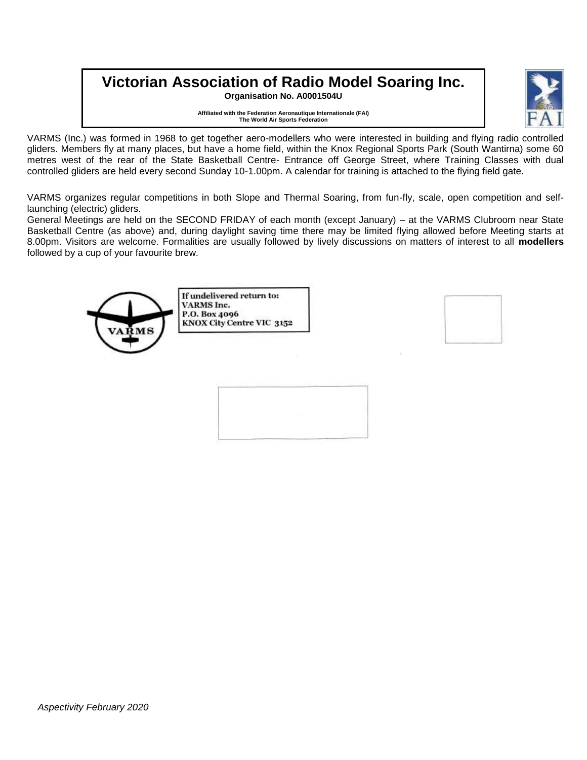# Victorian Association of Radio Model Soaring Inc.

**Organisation No. A0001504U**

**Affiliated with the Federation Aeronautique Internationale (FAI)**
**The World Air Sports Federation**

VARMS (Inc.) was formed in 1968 to get together aero-modellers who were interested in building and flying radio controlled gliders. Members fly at many places, but have a home field, within the Knox Regional Sports Park (South Wantirna) some 60 metres west of the rear of the State Basketball Centre- Entrance off George Street, where Training Classes with dual controlled gliders are held every second Sunday 10-1.00pm. A calendar for training is attached to the flying field gate.

VARMS organizes regular competitions in both Slope and Thermal Soaring, from fun-fly, scale, open competition and self-launching (electric) gliders.

General Meetings are held on the SECOND FRIDAY of each month (except January) – at the VARMS Clubroom near State Basketball Centre (as above) and, during daylight saving time there may be limited flying allowed before Meeting starts at 8.00pm. Visitors are welcome. Formalities are usually followed by lively discussions on matters of interest to all **modellers** followed by a cup of your favourite brew.

VARMS

**If undelivered return to:**
**VARMS Inc.**
**P.O. Box 4096**
**KNOX City Centre VIC 3152**

*Aspectivity February 2020*